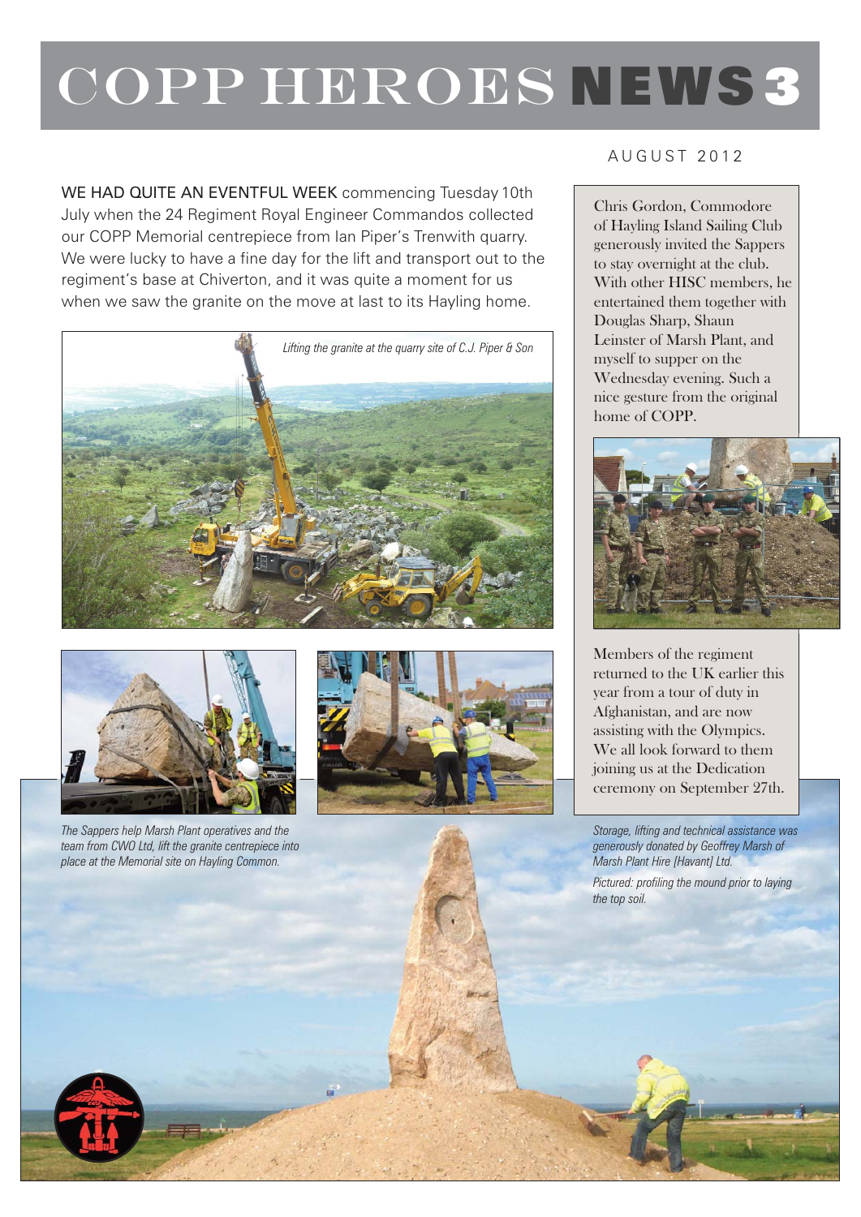# COPP HEROES NEWS 3

AUGUST 2012

WE HAD QUITE AN EVENTFUL WEEK commencing Tuesday 10th July when the 24 Regiment Royal Engineer Commandos collected our COPP Memorial centrepiece from Ian Piper's Trenwith quarry. We were lucky to have a fine day for the lift and transport out to the regiment's base at Chiverton, and it was quite a moment for us when we saw the granite on the move at last to its Hayling home.

*Lifting the granite at the quarry site of C.J. Piper & Son*

*The Sappers help Marsh Plant operatives and the team from CWO Ltd, lift the granite centrepiece into place at the Memorial site on Hayling Common.*

Chris Gordon, Commodore of Hayling Island Sailing Club generously invited the Sappers to stay overnight at the club. With other HISC members, he entertained them together with Douglas Sharp, Shaun Leinster of Marsh Plant, and myself to supper on the Wednesday evening. Such a nice gesture from the original home of COPP.

Members of the regiment returned to the UK earlier this year from a tour of duty in Afghanistan, and are now assisting with the Olympics. We all look forward to them joining us at the Dedication ceremony on September 27th.

*Storage, lifting and technical assistance was generously donated by Geoffrey Marsh of Marsh Plant Hire (Havant) Ltd.*

*Pictured: profiling the mound prior to laying the top soil.*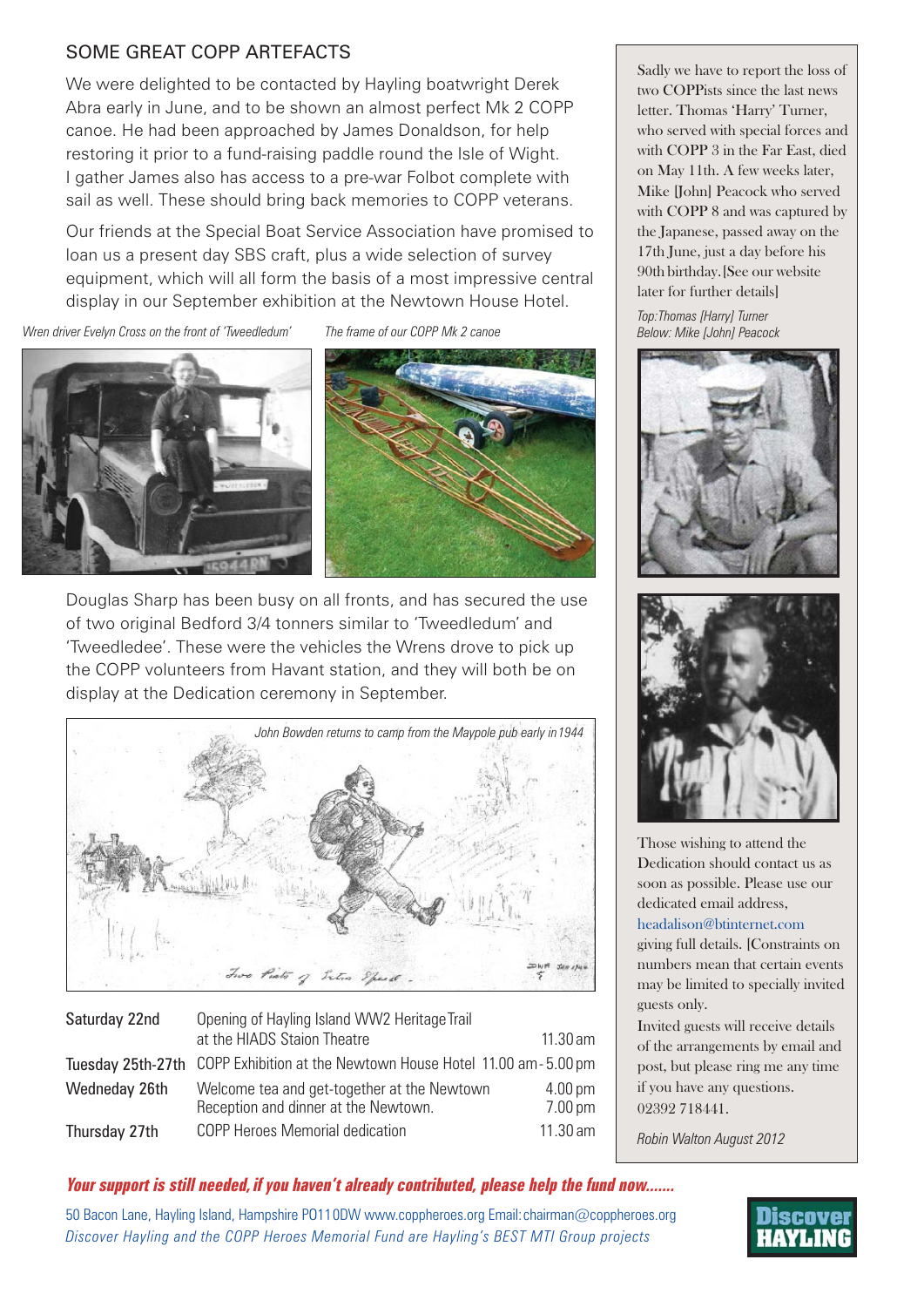## SOME GREAT COPP ARTEFACTS

We were delighted to be contacted by Hayling boatwright Derek Abra early in June, and to be shown an almost perfect Mk 2 COPP canoe. He had been approached by James Donaldson, for help restoring it prior to a fund-raising paddle round the Isle of Wight. I gather James also has access to a pre-war Folbot complete with sail as well. These should bring back memories to COPP veterans.

Our friends at the Special Boat Service Association have promised to loan us a present day SBS craft, plus a wide selection of survey equipment, which will all form the basis of a most impressive central display in our September exhibition at the Newtown House Hotel.

*Wren driver Evelyn Cross on the front of 'Tweedledum'*

*The frame of our COPP Mk 2 canoe*

Douglas Sharp has been busy on all fronts, and has secured the use of two original Bedford 3/4 tonners similar to 'Tweedledum' and 'Tweedledee'. These were the vehicles the Wrens drove to pick up the COPP volunteers from Havant station, and they will both be on display at the Dedication ceremony in September.

*John Bowden returns to camp from the Maypole pub early in 1944*

| | | |
|---|---|---|
| Saturday 22nd | Opening of Hayling Island WW2 Heritage Trail at the HIADS Staion Theatre | 11.30 am |
| Tuesday 25th-27th | COPP Exhibition at the Newtown House Hotel | 11.00 am - 5.00 pm |
| Wedneday 26th | Welcome tea and get-together at the Newtown<br>Reception and dinner at the Newtown. | 4.00 pm<br>7.00 pm |
| Thursday 27th | COPP Heroes Memorial dedication | 11.30 am |

Sadly we have to report the loss of two COPPists since the last news letter. Thomas 'Harry' Turner, who served with special forces and with COPP 3 in the Far East, died on May 11th. A few weeks later, Mike [John] Peacock who served with COPP 8 and was captured by the Japanese, passed away on the 17th June, just a day before his 90th birthday. [See our website later for further details]

*Top: Thomas [Harry] Turner*
*Below: Mike [John] Peacock*

Those wishing to attend the Dedication should contact us as soon as possible. Please use our dedicated email address, headalison@btinternet.com giving full details. [Constraints on numbers mean that certain events may be limited to specially invited guests only.

Invited guests will receive details of the arrangements by email and post, but please ring me any time if you have any questions. 02392 718441.

*Robin Walton August 2012*

***Your support is still needed, if you haven't already contributed, please help the fund now.......***

50 Bacon Lane, Hayling Island, Hampshire PO11 0DW www.coppheroes.org Email: chairman@coppheroes.org

*Discover Hayling and the COPP Heroes Memorial Fund are Hayling's BEST MTI Group projects*

Discover HAYLING